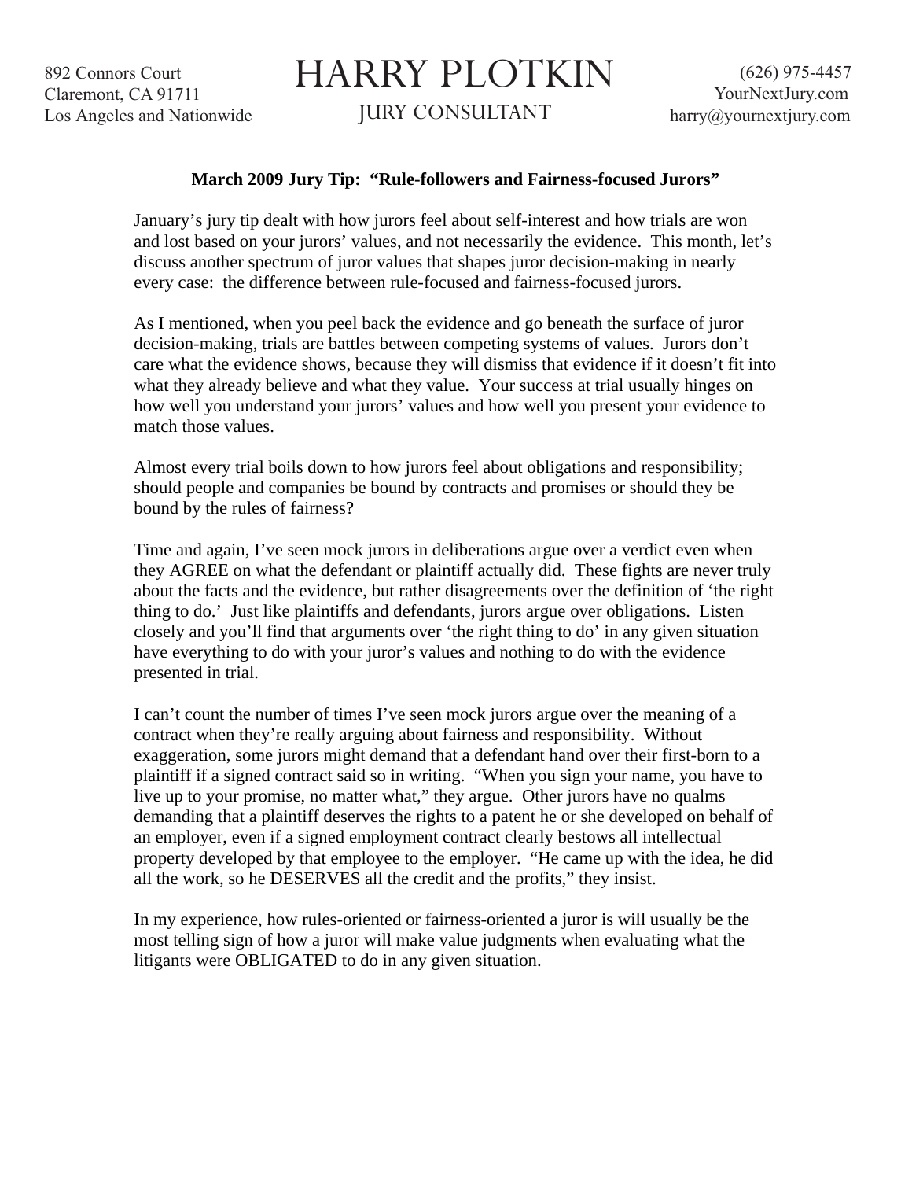892 Connors Court
Claremont, CA 91711
Los Angeles and Nationwide

# HARRY PLOTKIN

JURY CONSULTANT

(626) 975-4457
YourNextJury.com
harry@yournextjury.com

**March 2009 Jury Tip: "Rule-followers and Fairness-focused Jurors"**

January's jury tip dealt with how jurors feel about self-interest and how trials are won and lost based on your jurors' values, and not necessarily the evidence. This month, let's discuss another spectrum of juror values that shapes juror decision-making in nearly every case: the difference between rule-focused and fairness-focused jurors.

As I mentioned, when you peel back the evidence and go beneath the surface of juror decision-making, trials are battles between competing systems of values. Jurors don't care what the evidence shows, because they will dismiss that evidence if it doesn't fit into what they already believe and what they value. Your success at trial usually hinges on how well you understand your jurors' values and how well you present your evidence to match those values.

Almost every trial boils down to how jurors feel about obligations and responsibility; should people and companies be bound by contracts and promises or should they be bound by the rules of fairness?

Time and again, I've seen mock jurors in deliberations argue over a verdict even when they AGREE on what the defendant or plaintiff actually did. These fights are never truly about the facts and the evidence, but rather disagreements over the definition of 'the right thing to do.' Just like plaintiffs and defendants, jurors argue over obligations. Listen closely and you'll find that arguments over 'the right thing to do' in any given situation have everything to do with your juror's values and nothing to do with the evidence presented in trial.

I can't count the number of times I've seen mock jurors argue over the meaning of a contract when they're really arguing about fairness and responsibility. Without exaggeration, some jurors might demand that a defendant hand over their first-born to a plaintiff if a signed contract said so in writing. "When you sign your name, you have to live up to your promise, no matter what," they argue. Other jurors have no qualms demanding that a plaintiff deserves the rights to a patent he or she developed on behalf of an employer, even if a signed employment contract clearly bestows all intellectual property developed by that employee to the employer. "He came up with the idea, he did all the work, so he DESERVES all the credit and the profits," they insist.

In my experience, how rules-oriented or fairness-oriented a juror is will usually be the most telling sign of how a juror will make value judgments when evaluating what the litigants were OBLIGATED to do in any given situation.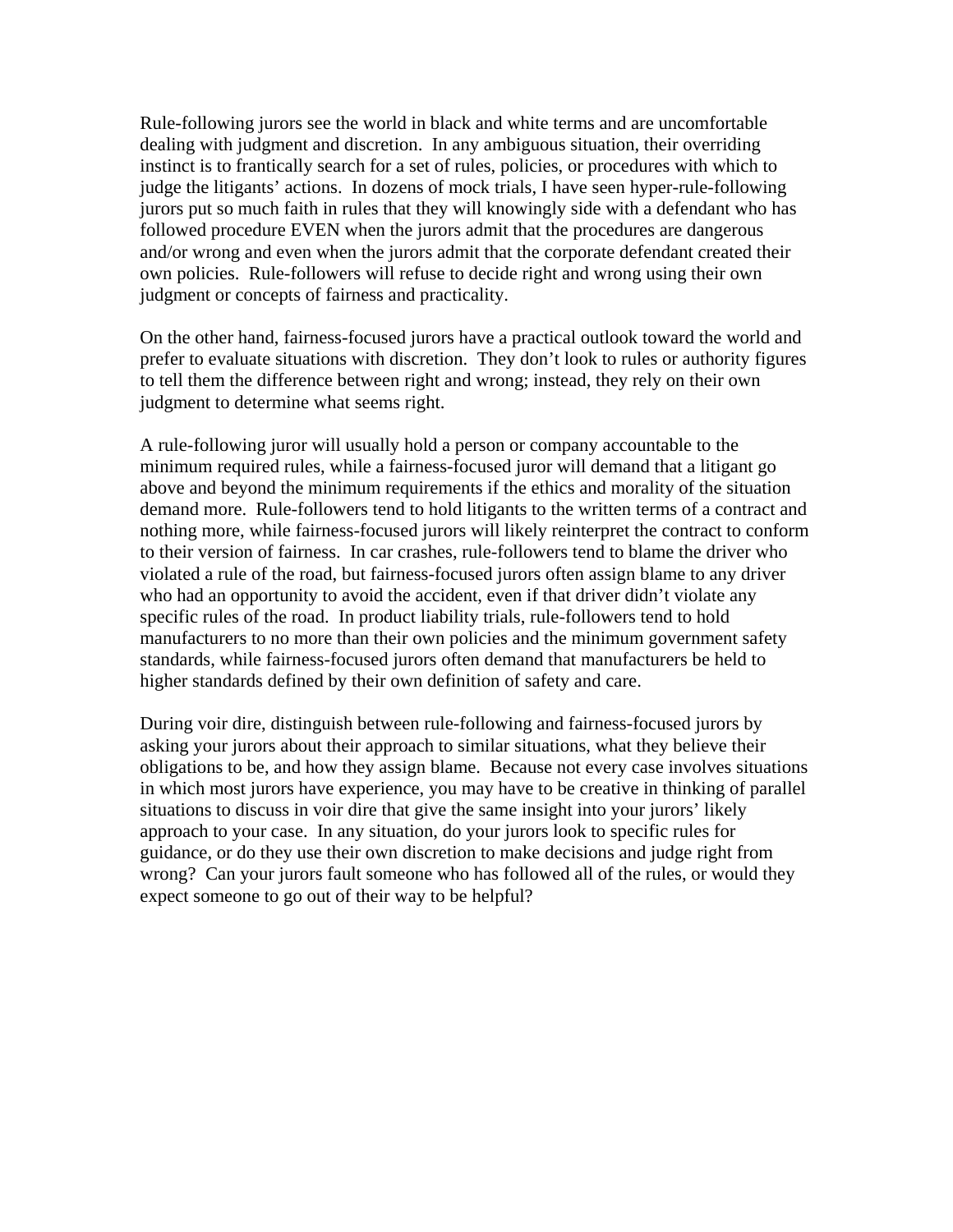Rule-following jurors see the world in black and white terms and are uncomfortable dealing with judgment and discretion. In any ambiguous situation, their overriding instinct is to frantically search for a set of rules, policies, or procedures with which to judge the litigants' actions. In dozens of mock trials, I have seen hyper-rule-following jurors put so much faith in rules that they will knowingly side with a defendant who has followed procedure EVEN when the jurors admit that the procedures are dangerous and/or wrong and even when the jurors admit that the corporate defendant created their own policies. Rule-followers will refuse to decide right and wrong using their own judgment or concepts of fairness and practicality.

On the other hand, fairness-focused jurors have a practical outlook toward the world and prefer to evaluate situations with discretion. They don't look to rules or authority figures to tell them the difference between right and wrong; instead, they rely on their own judgment to determine what seems right.

A rule-following juror will usually hold a person or company accountable to the minimum required rules, while a fairness-focused juror will demand that a litigant go above and beyond the minimum requirements if the ethics and morality of the situation demand more. Rule-followers tend to hold litigants to the written terms of a contract and nothing more, while fairness-focused jurors will likely reinterpret the contract to conform to their version of fairness. In car crashes, rule-followers tend to blame the driver who violated a rule of the road, but fairness-focused jurors often assign blame to any driver who had an opportunity to avoid the accident, even if that driver didn't violate any specific rules of the road. In product liability trials, rule-followers tend to hold manufacturers to no more than their own policies and the minimum government safety standards, while fairness-focused jurors often demand that manufacturers be held to higher standards defined by their own definition of safety and care.

During voir dire, distinguish between rule-following and fairness-focused jurors by asking your jurors about their approach to similar situations, what they believe their obligations to be, and how they assign blame. Because not every case involves situations in which most jurors have experience, you may have to be creative in thinking of parallel situations to discuss in voir dire that give the same insight into your jurors' likely approach to your case. In any situation, do your jurors look to specific rules for guidance, or do they use their own discretion to make decisions and judge right from wrong? Can your jurors fault someone who has followed all of the rules, or would they expect someone to go out of their way to be helpful?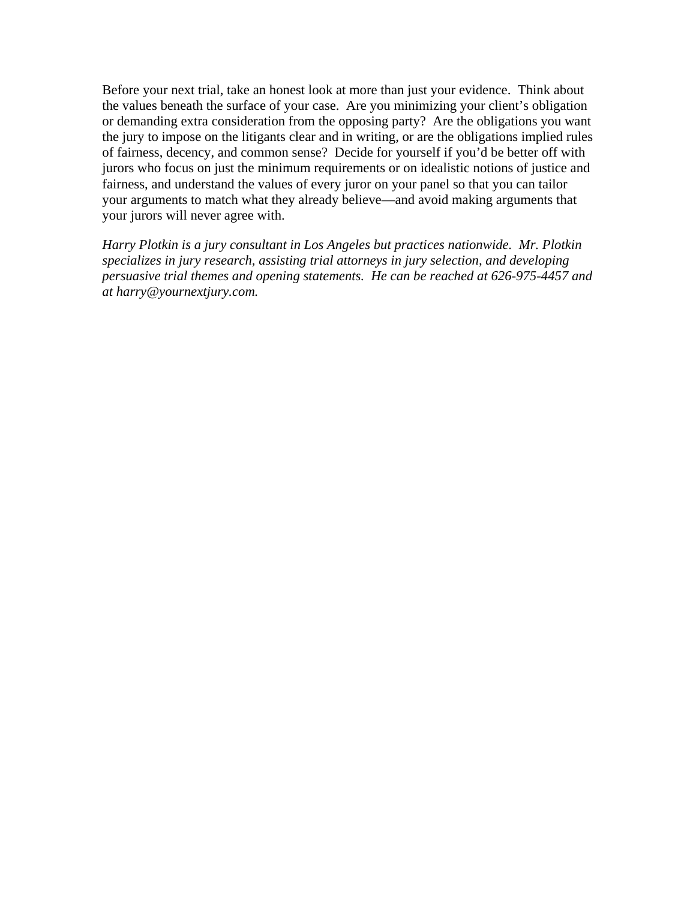Before your next trial, take an honest look at more than just your evidence.  Think about the values beneath the surface of your case.  Are you minimizing your client's obligation or demanding extra consideration from the opposing party?  Are the obligations you want the jury to impose on the litigants clear and in writing, or are the obligations implied rules of fairness, decency, and common sense?  Decide for yourself if you'd be better off with jurors who focus on just the minimum requirements or on idealistic notions of justice and fairness, and understand the values of every juror on your panel so that you can tailor your arguments to match what they already believe—and avoid making arguments that your jurors will never agree with.

*Harry Plotkin is a jury consultant in Los Angeles but practices nationwide.  Mr. Plotkin specializes in jury research, assisting trial attorneys in jury selection, and developing persuasive trial themes and opening statements.  He can be reached at 626-975-4457 and at harry@yournextjury.com.*